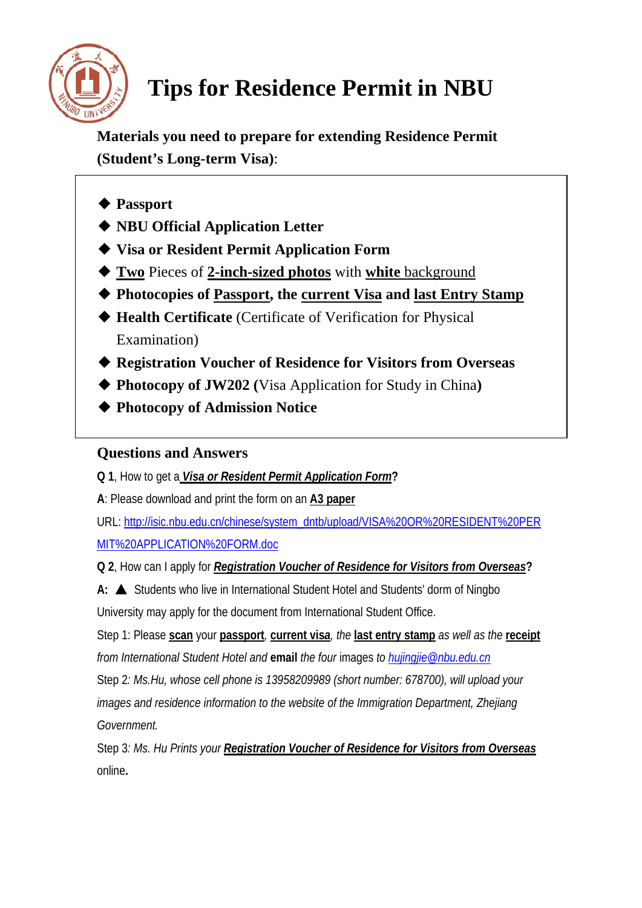# Tips for Residence Permit in NBU

**Materials you need to prepare for extending Residence Permit (Student's Long-term Visa)**:

- **Passport**
- **NBU Official Application Letter**
- **Visa or Resident Permit Application Form**
- **Two** Pieces of **2-inch-sized photos** with **white** background
- **Photocopies of Passport, the current Visa and last Entry Stamp**
- **Health Certificate** (Certificate of Verification for Physical Examination)
- **Registration Voucher of Residence for Visitors from Overseas**
- **Photocopy of JW202 (**Visa Application for Study in China**)**
- **Photocopy of Admission Notice**

## Questions and Answers

**Q 1**, How to get a ***Visa or Resident Permit Application Form*?**

**A**: Please download and print the form on an **A3 paper**

URL: http://isic.nbu.edu.cn/chinese/system_dntb/upload/VISA%20OR%20RESIDENT%20PERMIT%20APPLICATION%20FORM.doc

**Q 2**, How can I apply for ***Registration Voucher of Residence for Visitors from Overseas*?**

**A:** ▲ Students who live in International Student Hotel and Students' dorm of Ningbo University may apply for the document from International Student Office.

Step 1: Please **scan** your **passport**, **current visa**, *the* **last entry stamp** *as well as the* **receipt** *from International Student Hotel and* **email** *the four* images *to* *hujingjie@nbu.edu.cn*

Step 2*: Ms.Hu, whose cell phone is 13958209989 (short number: 678700), will upload your images and residence information to the website of the Immigration Department, Zhejiang Government.*

Step 3*: Ms. Hu Prints your* ***Registration Voucher of Residence for Visitors from Overseas*** online**.**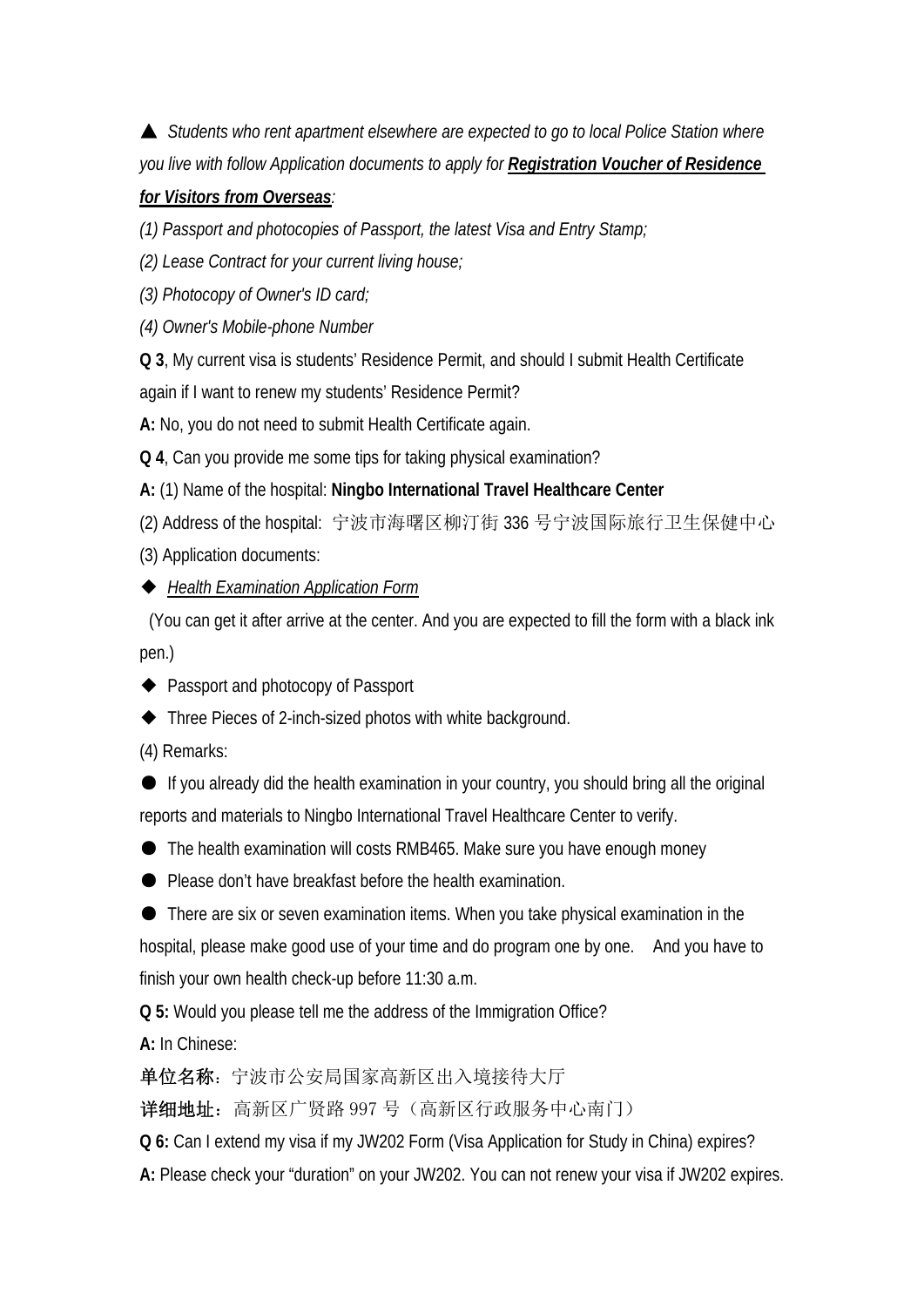▲ *Students who rent apartment elsewhere are expected to go to local Police Station where you live with follow Application documents to apply for **Registration Voucher of Residence for Visitors from Overseas**:*

*(1) Passport and photocopies of Passport, the latest Visa and Entry Stamp;*

*(2) Lease Contract for your current living house;*

*(3) Photocopy of Owner's ID card;*

*(4) Owner's Mobile-phone Number*

**Q 3**, My current visa is students' Residence Permit, and should I submit Health Certificate again if I want to renew my students' Residence Permit?

**A:** No, you do not need to submit Health Certificate again.

**Q 4**, Can you provide me some tips for taking physical examination?

**A:** (1) Name of the hospital: **Ningbo International Travel Healthcare Center**

(2) Address of the hospital: 宁波市海曙区柳汀街 336 号宁波国际旅行卫生保健中心

(3) Application documents:

◆ *Health Examination Application Form*

(You can get it after arrive at the center. And you are expected to fill the form with a black ink pen.)

◆ Passport and photocopy of Passport

◆ Three Pieces of 2-inch-sized photos with white background.

(4) Remarks:

● If you already did the health examination in your country, you should bring all the original reports and materials to Ningbo International Travel Healthcare Center to verify.

● The health examination will costs RMB465. Make sure you have enough money

● Please don't have breakfast before the health examination.

● There are six or seven examination items. When you take physical examination in the hospital, please make good use of your time and do program one by one. And you have to finish your own health check-up before 11:30 a.m.

**Q 5:** Would you please tell me the address of the Immigration Office?

**A:** In Chinese:

**单位名称**：宁波市公安局国家高新区出入境接待大厅

**详细地址**：高新区广贤路 997 号（高新区行政服务中心南门）

**Q 6:** Can I extend my visa if my JW202 Form (Visa Application for Study in China) expires?

**A:** Please check your "duration" on your JW202. You can not renew your visa if JW202 expires.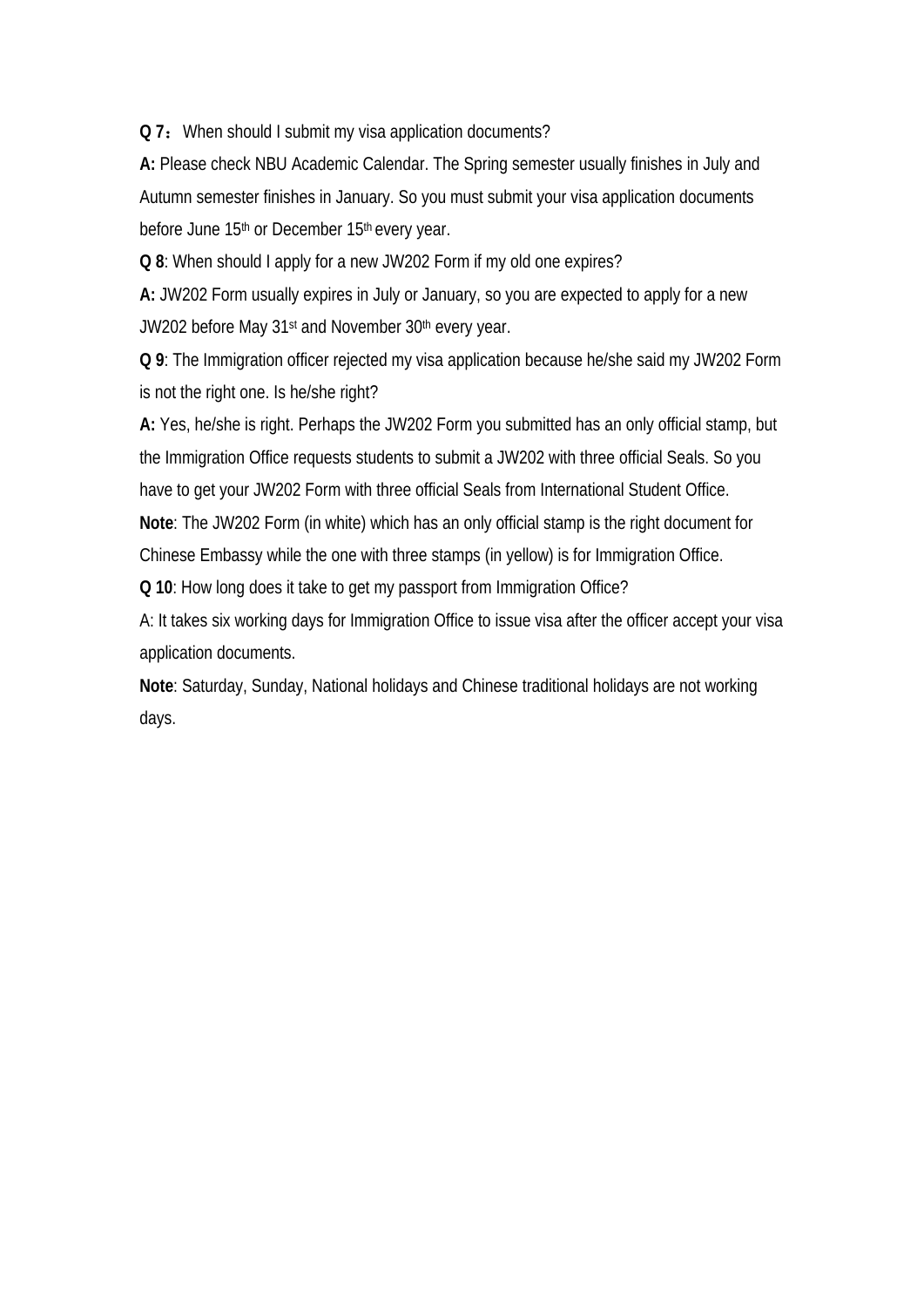**Q 7：** When should I submit my visa application documents?

**A:** Please check NBU Academic Calendar. The Spring semester usually finishes in July and Autumn semester finishes in January. So you must submit your visa application documents before June 15th or December 15th every year.

**Q 8**: When should I apply for a new JW202 Form if my old one expires?

**A:** JW202 Form usually expires in July or January, so you are expected to apply for a new JW202 before May 31st and November 30th every year.

**Q 9**: The Immigration officer rejected my visa application because he/she said my JW202 Form is not the right one. Is he/she right?

**A:** Yes, he/she is right. Perhaps the JW202 Form you submitted has an only official stamp, but the Immigration Office requests students to submit a JW202 with three official Seals. So you have to get your JW202 Form with three official Seals from International Student Office.

**Note**: The JW202 Form (in white) which has an only official stamp is the right document for Chinese Embassy while the one with three stamps (in yellow) is for Immigration Office.

**Q 10**: How long does it take to get my passport from Immigration Office?

A: It takes six working days for Immigration Office to issue visa after the officer accept your visa application documents.

**Note**: Saturday, Sunday, National holidays and Chinese traditional holidays are not working days.